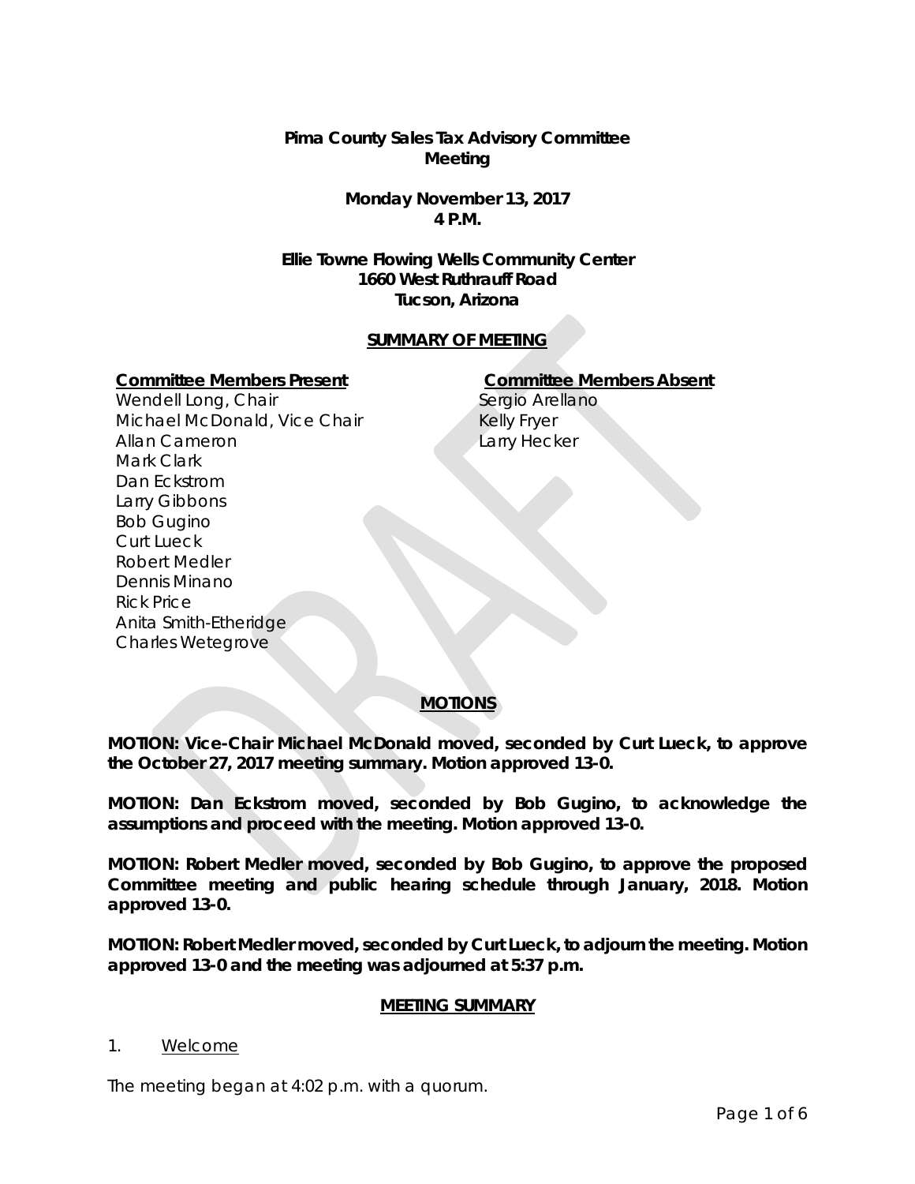# Pima County Sales Tax Advisory Committee Meeting

**Monday November 13, 2017**
**4 P.M.**

**Ellie Towne Flowing Wells Community Center**
**1660 West Ruthrauff Road**
**Tucson, Arizona**

## SUMMARY OF MEETING

| Committee Members Present | Committee Members Absent |
|---|---|
| Wendell Long, Chair | Sergio Arellano |
| Michael McDonald, Vice Chair | Kelly Fryer |
| Allan Cameron | Larry Hecker |
| Mark Clark | |
| Dan Eckstrom | |
| Larry Gibbons | |
| Bob Gugino | |
| Curt Lueck | |
| Robert Medler | |
| Dennis Minano | |
| Rick Price | |
| Anita Smith-Etheridge | |
| Charles Wetegrove | |

## MOTIONS

**MOTION: Vice-Chair Michael McDonald moved, seconded by Curt Lueck, to approve the October 27, 2017 meeting summary. Motion approved 13-0.**

**MOTION: Dan Eckstrom moved, seconded by Bob Gugino, to acknowledge the assumptions and proceed with the meeting. Motion approved 13-0.**

**MOTION: Robert Medler moved, seconded by Bob Gugino, to approve the proposed Committee meeting and public hearing schedule through January, 2018. Motion approved 13-0.**

**MOTION: Robert Medler moved, seconded by Curt Lueck, to adjourn the meeting. Motion approved 13-0 and the meeting was adjourned at 5:37 p.m.**

## MEETING SUMMARY

1. Welcome

The meeting began at 4:02 p.m. with a quorum.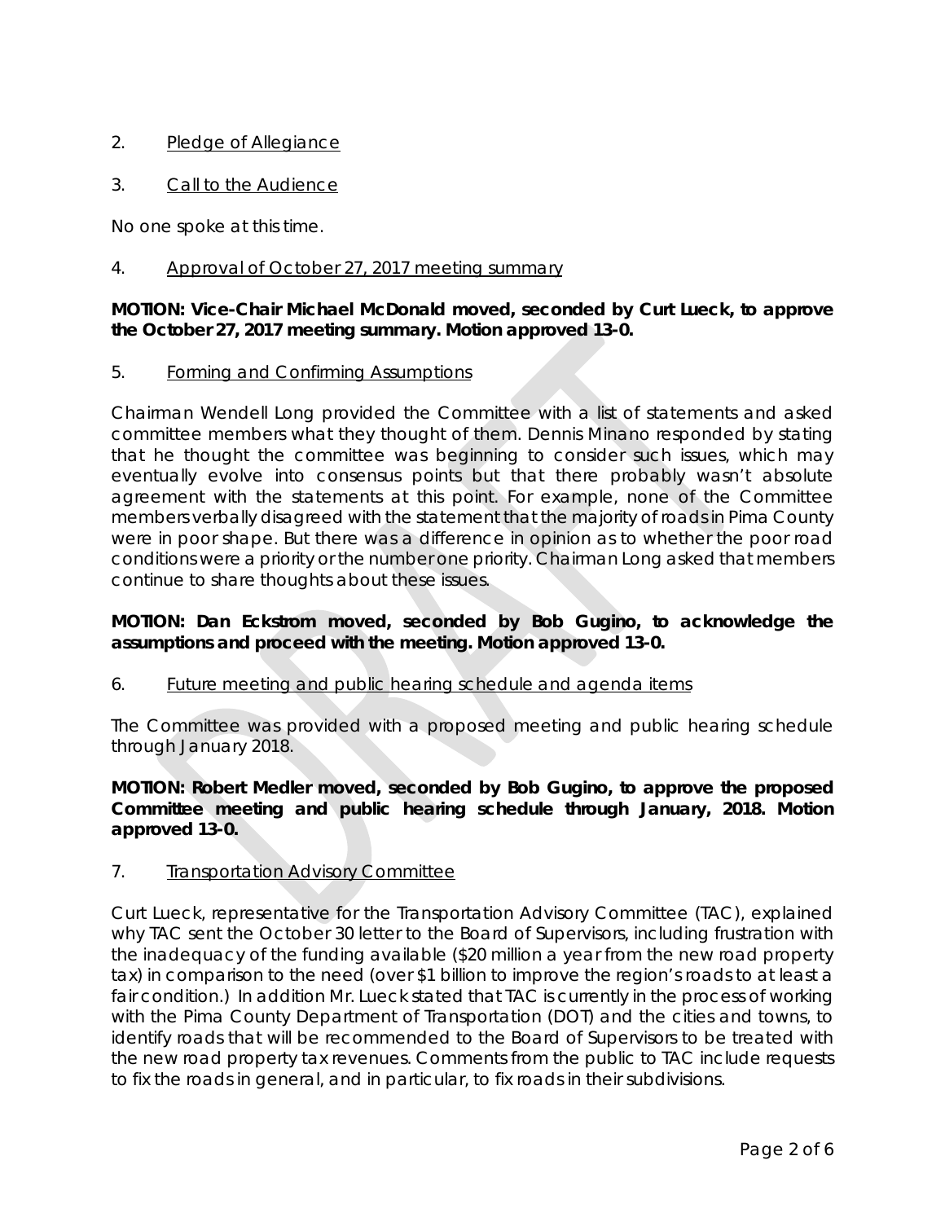2. Pledge of Allegiance

3. Call to the Audience

No one spoke at this time.

4. Approval of October 27, 2017 meeting summary

**MOTION: Vice-Chair Michael McDonald moved, seconded by Curt Lueck, to approve the October 27, 2017 meeting summary. Motion approved 13-0.**

5. Forming and Confirming Assumptions

Chairman Wendell Long provided the Committee with a list of statements and asked committee members what they thought of them. Dennis Minano responded by stating that he thought the committee was beginning to consider such issues, which may eventually evolve into consensus points but that there probably wasn't absolute agreement with the statements at this point. For example, none of the Committee members verbally disagreed with the statement that the majority of roads in Pima County were in poor shape. But there was a difference in opinion as to whether the poor road conditions were a priority or the number one priority. Chairman Long asked that members continue to share thoughts about these issues.

**MOTION: Dan Eckstrom moved, seconded by Bob Gugino, to acknowledge the assumptions and proceed with the meeting. Motion approved 13-0.**

6. Future meeting and public hearing schedule and agenda items

The Committee was provided with a proposed meeting and public hearing schedule through January 2018.

**MOTION: Robert Medler moved, seconded by Bob Gugino, to approve the proposed Committee meeting and public hearing schedule through January, 2018. Motion approved 13-0.**

7. Transportation Advisory Committee

Curt Lueck, representative for the Transportation Advisory Committee (TAC), explained why TAC sent the October 30 letter to the Board of Supervisors, including frustration with the inadequacy of the funding available ($20 million a year from the new road property tax) in comparison to the need (over $1 billion to improve the region's roads to at least a fair condition.) In addition Mr. Lueck stated that TAC is currently in the process of working with the Pima County Department of Transportation (DOT) and the cities and towns, to identify roads that will be recommended to the Board of Supervisors to be treated with the new road property tax revenues. Comments from the public to TAC include requests to fix the roads in general, and in particular, to fix roads in their subdivisions.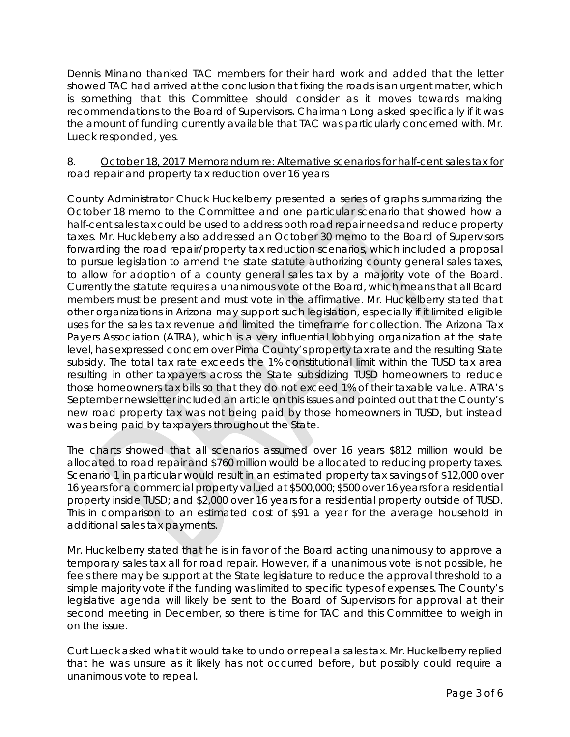Dennis Minano thanked TAC members for their hard work and added that the letter showed TAC had arrived at the conclusion that fixing the roads is an urgent matter, which is something that this Committee should consider as it moves towards making recommendations to the Board of Supervisors. Chairman Long asked specifically if it was the amount of funding currently available that TAC was particularly concerned with. Mr. Lueck responded, yes.

8. October 18, 2017 Memorandum re: Alternative scenarios for half-cent sales tax for road repair and property tax reduction over 16 years

County Administrator Chuck Huckelberry presented a series of graphs summarizing the October 18 memo to the Committee and one particular scenario that showed how a half-cent sales tax could be used to address both road repair needs and reduce property taxes. Mr. Huckleberry also addressed an October 30 memo to the Board of Supervisors forwarding the road repair/property tax reduction scenarios, which included a proposal to pursue legislation to amend the state statute authorizing county general sales taxes, to allow for adoption of a county general sales tax by a majority vote of the Board. Currently the statute requires a unanimous vote of the Board, which means that all Board members must be present and must vote in the affirmative. Mr. Huckelberry stated that other organizations in Arizona may support such legislation, especially if it limited eligible uses for the sales tax revenue and limited the timeframe for collection. The Arizona Tax Payers Association (ATRA), which is a very influential lobbying organization at the state level, has expressed concern over Pima County's property tax rate and the resulting State subsidy. The total tax rate exceeds the 1% constitutional limit within the TUSD tax area resulting in other taxpayers across the State subsidizing TUSD homeowners to reduce those homeowners tax bills so that they do not exceed 1% of their taxable value. ATRA's September newsletter included an article on this issues and pointed out that the County's new road property tax was not being paid by those homeowners in TUSD, but instead was being paid by taxpayers throughout the State.

The charts showed that all scenarios assumed over 16 years $812 million would be allocated to road repair and $760 million would be allocated to reducing property taxes. Scenario 1 in particular would result in an estimated property tax savings of $12,000 over 16 years for a commercial property valued at $500,000; $500 over 16 years for a residential property inside TUSD; and $2,000 over 16 years for a residential property outside of TUSD. This in comparison to an estimated cost of $91 a year for the average household in additional sales tax payments.

Mr. Huckelberry stated that he is in favor of the Board acting unanimously to approve a temporary sales tax all for road repair. However, if a unanimous vote is not possible, he feels there may be support at the State legislature to reduce the approval threshold to a simple majority vote if the funding was limited to specific types of expenses. The County's legislative agenda will likely be sent to the Board of Supervisors for approval at their second meeting in December, so there is time for TAC and this Committee to weigh in on the issue.

Curt Lueck asked what it would take to undo or repeal a sales tax. Mr. Huckelberry replied that he was unsure as it likely has not occurred before, but possibly could require a unanimous vote to repeal.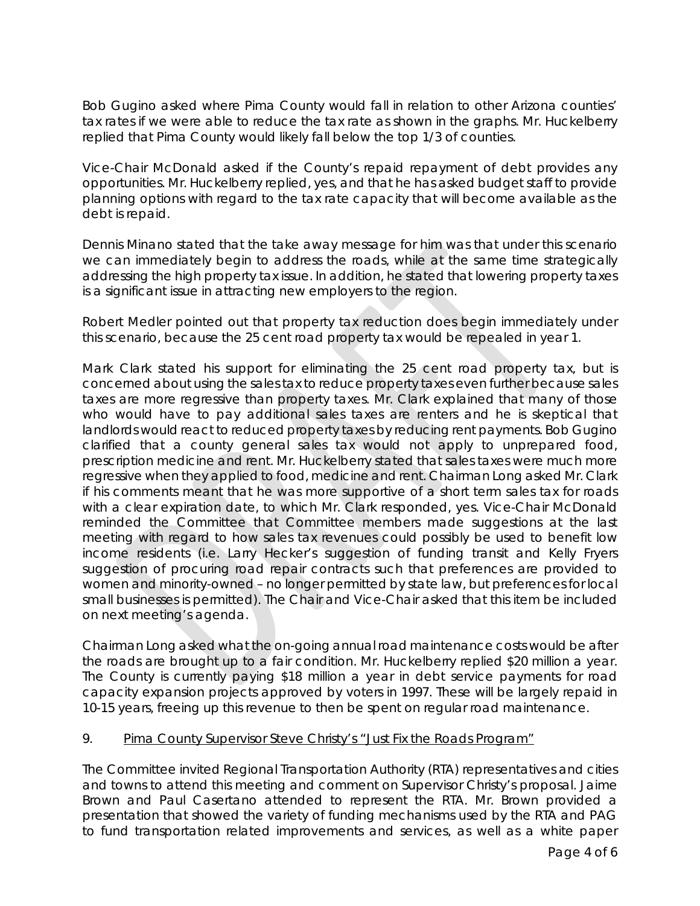Bob Gugino asked where Pima County would fall in relation to other Arizona counties' tax rates if we were able to reduce the tax rate as shown in the graphs. Mr. Huckelberry replied that Pima County would likely fall below the top 1/3 of counties.

Vice-Chair McDonald asked if the County's repaid repayment of debt provides any opportunities. Mr. Huckelberry replied, yes, and that he has asked budget staff to provide planning options with regard to the tax rate capacity that will become available as the debt is repaid.

Dennis Minano stated that the take away message for him was that under this scenario we can immediately begin to address the roads, while at the same time strategically addressing the high property tax issue. In addition, he stated that lowering property taxes is a significant issue in attracting new employers to the region.

Robert Medler pointed out that property tax reduction does begin immediately under this scenario, because the 25 cent road property tax would be repealed in year 1.

Mark Clark stated his support for eliminating the 25 cent road property tax, but is concerned about using the sales tax to reduce property taxes even further because sales taxes are more regressive than property taxes. Mr. Clark explained that many of those who would have to pay additional sales taxes are renters and he is skeptical that landlords would react to reduced property taxes by reducing rent payments. Bob Gugino clarified that a county general sales tax would not apply to unprepared food, prescription medicine and rent. Mr. Huckelberry stated that sales taxes were much more regressive when they applied to food, medicine and rent. Chairman Long asked Mr. Clark if his comments meant that he was more supportive of a short term sales tax for roads with a clear expiration date, to which Mr. Clark responded, yes. Vice-Chair McDonald reminded the Committee that Committee members made suggestions at the last meeting with regard to how sales tax revenues could possibly be used to benefit low income residents (i.e. Larry Hecker's suggestion of funding transit and Kelly Fryers suggestion of procuring road repair contracts such that preferences are provided to women and minority-owned – no longer permitted by state law, but preferences for local small businesses is permitted). The Chair and Vice-Chair asked that this item be included on next meeting's agenda.

Chairman Long asked what the on-going annual road maintenance costs would be after the roads are brought up to a fair condition. Mr. Huckelberry replied $20 million a year. The County is currently paying $18 million a year in debt service payments for road capacity expansion projects approved by voters in 1997. These will be largely repaid in 10-15 years, freeing up this revenue to then be spent on regular road maintenance.

9. Pima County Supervisor Steve Christy's "Just Fix the Roads Program"

The Committee invited Regional Transportation Authority (RTA) representatives and cities and towns to attend this meeting and comment on Supervisor Christy's proposal. Jaime Brown and Paul Casertano attended to represent the RTA. Mr. Brown provided a presentation that showed the variety of funding mechanisms used by the RTA and PAG to fund transportation related improvements and services, as well as a white paper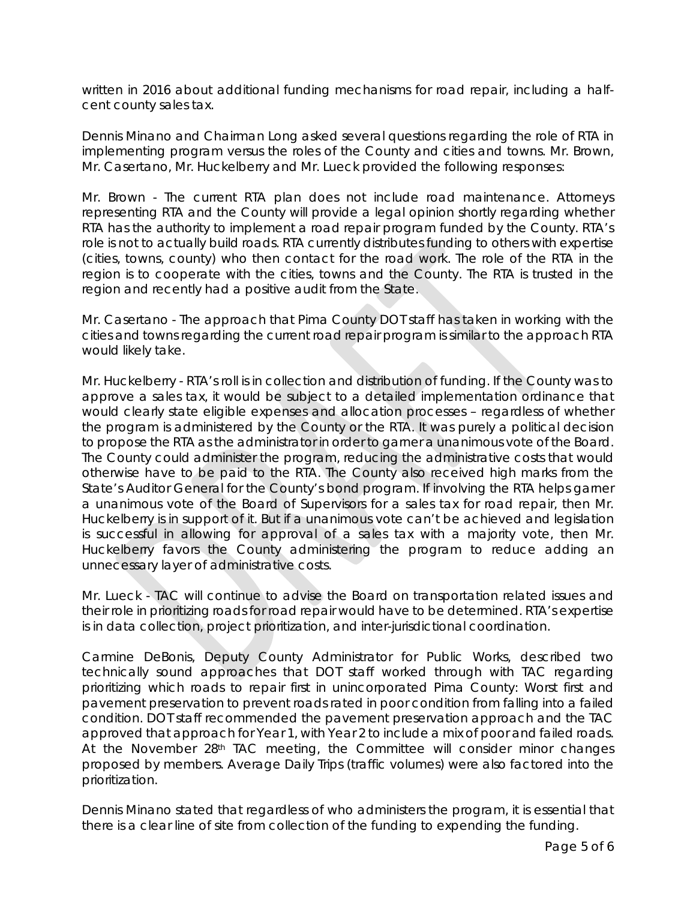written in 2016 about additional funding mechanisms for road repair, including a half-cent county sales tax.

Dennis Minano and Chairman Long asked several questions regarding the role of RTA in implementing program versus the roles of the County and cities and towns. Mr. Brown, Mr. Casertano, Mr. Huckelberry and Mr. Lueck provided the following responses:

Mr. Brown - The current RTA plan does not include road maintenance. Attorneys representing RTA and the County will provide a legal opinion shortly regarding whether RTA has the authority to implement a road repair program funded by the County. RTA's role is not to actually build roads. RTA currently distributes funding to others with expertise (cities, towns, county) who then contact for the road work. The role of the RTA in the region is to cooperate with the cities, towns and the County. The RTA is trusted in the region and recently had a positive audit from the State.

Mr. Casertano - The approach that Pima County DOT staff has taken in working with the cities and towns regarding the current road repair program is similar to the approach RTA would likely take.

Mr. Huckelberry - RTA's roll is in collection and distribution of funding. If the County was to approve a sales tax, it would be subject to a detailed implementation ordinance that would clearly state eligible expenses and allocation processes – regardless of whether the program is administered by the County or the RTA. It was purely a political decision to propose the RTA as the administrator in order to garner a unanimous vote of the Board. The County could administer the program, reducing the administrative costs that would otherwise have to be paid to the RTA. The County also received high marks from the State's Auditor General for the County's bond program. If involving the RTA helps garner a unanimous vote of the Board of Supervisors for a sales tax for road repair, then Mr. Huckelberry is in support of it. But if a unanimous vote can't be achieved and legislation is successful in allowing for approval of a sales tax with a majority vote, then Mr. Huckelberry favors the County administering the program to reduce adding an unnecessary layer of administrative costs.

Mr. Lueck - TAC will continue to advise the Board on transportation related issues and their role in prioritizing roads for road repair would have to be determined. RTA's expertise is in data collection, project prioritization, and inter-jurisdictional coordination.

Carmine DeBonis, Deputy County Administrator for Public Works, described two technically sound approaches that DOT staff worked through with TAC regarding prioritizing which roads to repair first in unincorporated Pima County: Worst first and pavement preservation to prevent roads rated in poor condition from falling into a failed condition. DOT staff recommended the pavement preservation approach and the TAC approved that approach for Year 1, with Year 2 to include a mix of poor and failed roads. At the November 28th TAC meeting, the Committee will consider minor changes proposed by members. Average Daily Trips (traffic volumes) were also factored into the prioritization.

Dennis Minano stated that regardless of who administers the program, it is essential that there is a clear line of site from collection of the funding to expending the funding.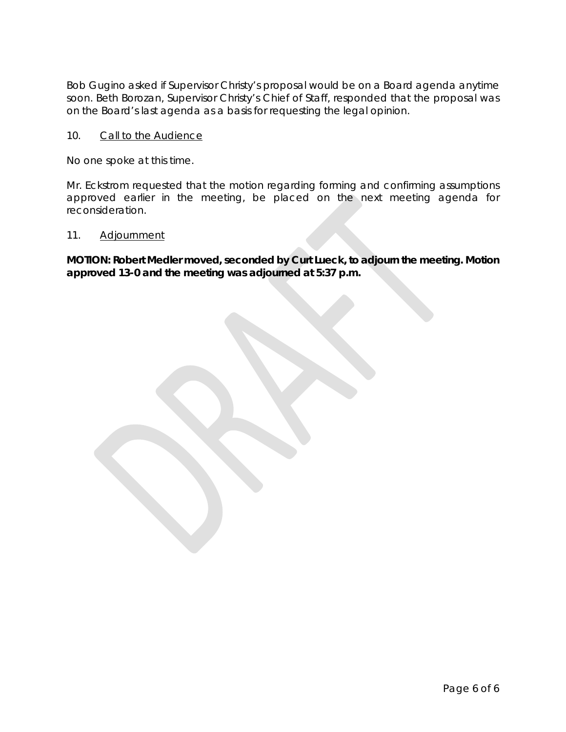Bob Gugino asked if Supervisor Christy's proposal would be on a Board agenda anytime soon. Beth Borozan, Supervisor Christy's Chief of Staff, responded that the proposal was on the Board's last agenda as a basis for requesting the legal opinion.

10. Call to the Audience

No one spoke at this time.

Mr. Eckstrom requested that the motion regarding forming and confirming assumptions approved earlier in the meeting, be placed on the next meeting agenda for reconsideration.

11. Adjournment

**MOTION: Robert Medler moved, seconded by Curt Lueck, to adjourn the meeting. Motion approved 13-0 and the meeting was adjourned at 5:37 p.m.**